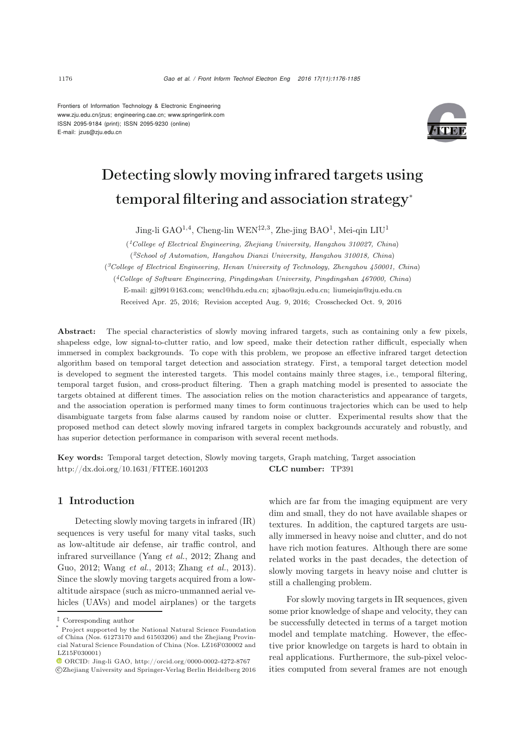Frontiers of Information Technology & Electronic Engineering
www.zju.edu.cn/jzus; engineering.cae.cn; www.springerlink.com
ISSN 2095-9184 (print); ISSN 2095-9230 (online)
E-mail: jzus@zju.edu.cn

# Detecting slowly moving infrared targets using temporal filtering and association strategy*

Jing-li GAO[1,4], Cheng-lin WEN[‡2,3], Zhe-jing BAO[1], Mei-qin LIU[1]

([1]*College of Electrical Engineering, Zhejiang University, Hangzhou 310027, China*)

([2]*School of Automation, Hangzhou Dianzi University, Hangzhou 310018, China*)

([3]*College of Electrical Engineering, Henan University of Technology, Zhengzhou 450001, China*)

([4]*College of Software Engineering, Pingdingshan University, Pingdingshan 467000, China*)

E-mail: gjl991@163.com; wencl@hdu.edu.cn; zjbao@zju.edu.cn; liumeiqin@zju.edu.cn

Received Apr. 25, 2016; Revision accepted Aug. 9, 2016; Crosschecked Oct. 9, 2016

**Abstract:** The special characteristics of slowly moving infrared targets, such as containing only a few pixels, shapeless edge, low signal-to-clutter ratio, and low speed, make their detection rather difficult, especially when immersed in complex backgrounds. To cope with this problem, we propose an effective infrared target detection algorithm based on temporal target detection and association strategy. First, a temporal target detection model is developed to segment the interested targets. This model contains mainly three stages, i.e., temporal filtering, temporal target fusion, and cross-product filtering. Then a graph matching model is presented to associate the targets obtained at different times. The association relies on the motion characteristics and appearance of targets, and the association operation is performed many times to form continuous trajectories which can be used to help disambiguate targets from false alarms caused by random noise or clutter. Experimental results show that the proposed method can detect slowly moving infrared targets in complex backgrounds accurately and robustly, and has superior detection performance in comparison with several recent methods.

**Key words:** Temporal target detection, Slowly moving targets, Graph matching, Target association
http://dx.doi.org/10.1631/FITEE.1601203 **CLC number:** TP391

## 1 Introduction

Detecting slowly moving targets in infrared (IR) sequences is very useful for many vital tasks, such as low-altitude air defense, air traffic control, and infrared surveillance (Yang *et al.*, 2012; Zhang and Guo, 2012; Wang *et al.*, 2013; Zhang *et al.*, 2013). Since the slowly moving targets acquired from a low-altitude airspace (such as micro-unmanned aerial vehicles (UAVs) and model airplanes) or the targets which are far from the imaging equipment are very dim and small, they do not have available shapes or textures. In addition, the captured targets are usually immersed in heavy noise and clutter, and do not have rich motion features. Although there are some related works in the past decades, the detection of slowly moving targets in heavy noise and clutter is still a challenging problem.

For slowly moving targets in IR sequences, given some prior knowledge of shape and velocity, they can be successfully detected in terms of a target motion model and template matching. However, the effective prior knowledge on targets is hard to obtain in real applications. Furthermore, the sub-pixel velocities computed from several frames are not enough

‡ Corresponding author

\* Project supported by the National Natural Science Foundation of China (Nos. 61273170 and 61503206) and the Zhejiang Provincial Natural Science Foundation of China (Nos. LZ16F030002 and LZ15F030001)

ORCID: Jing-li GAO, http://orcid.org/0000-0002-4272-8767

©Zhejiang University and Springer-Verlag Berlin Heidelberg 2016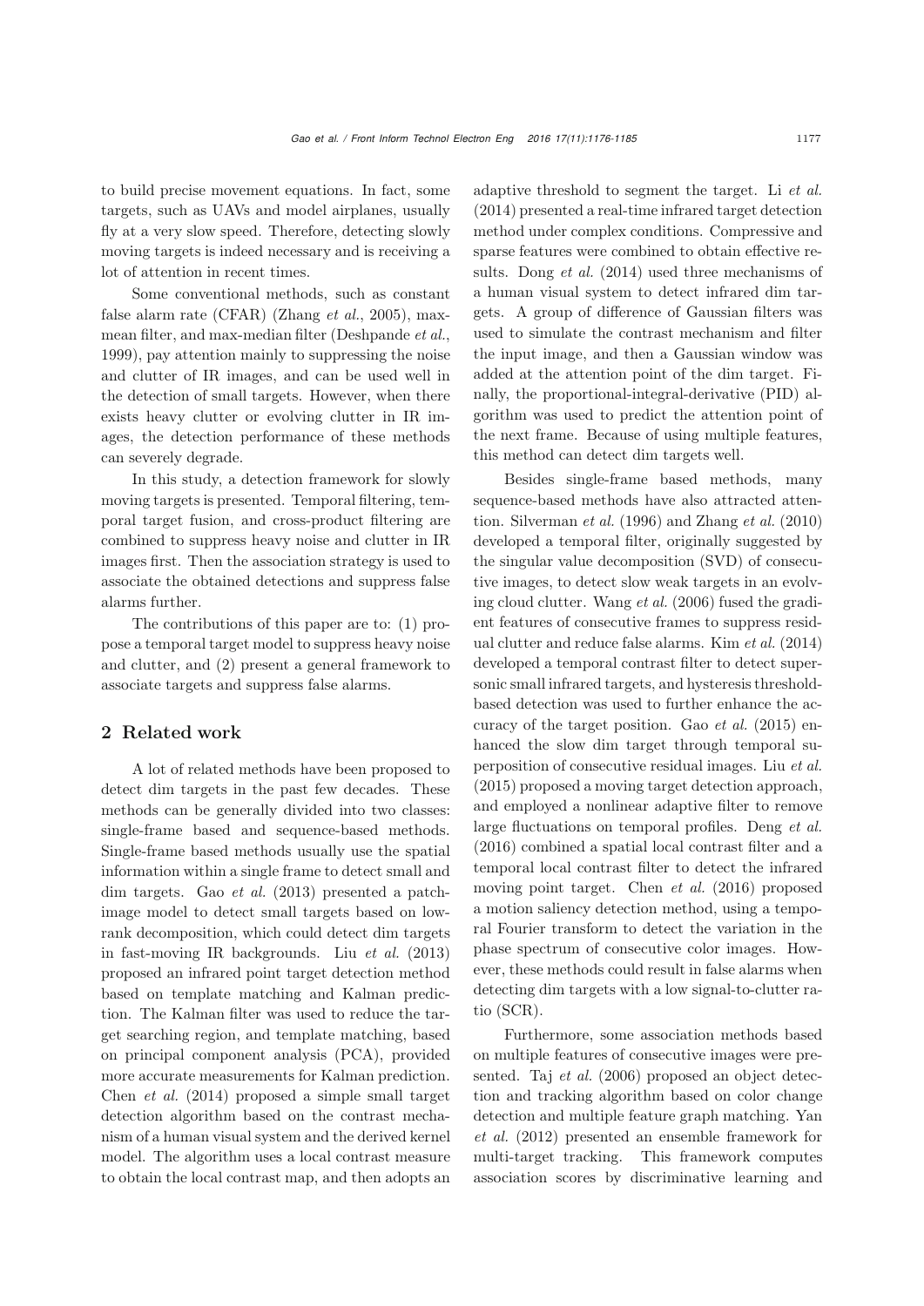to build precise movement equations. In fact, some targets, such as UAVs and model airplanes, usually fly at a very slow speed. Therefore, detecting slowly moving targets is indeed necessary and is receiving a lot of attention in recent times.

Some conventional methods, such as constant false alarm rate (CFAR) (Zhang *et al.*, 2005), max-mean filter, and max-median filter (Deshpande *et al.*, 1999), pay attention mainly to suppressing the noise and clutter of IR images, and can be used well in the detection of small targets. However, when there exists heavy clutter or evolving clutter in IR images, the detection performance of these methods can severely degrade.

In this study, a detection framework for slowly moving targets is presented. Temporal filtering, temporal target fusion, and cross-product filtering are combined to suppress heavy noise and clutter in IR images first. Then the association strategy is used to associate the obtained detections and suppress false alarms further.

The contributions of this paper are to: (1) propose a temporal target model to suppress heavy noise and clutter, and (2) present a general framework to associate targets and suppress false alarms.

## 2 Related work

A lot of related methods have been proposed to detect dim targets in the past few decades. These methods can be generally divided into two classes: single-frame based and sequence-based methods. Single-frame based methods usually use the spatial information within a single frame to detect small and dim targets. Gao *et al.* (2013) presented a patch-image model to detect small targets based on low-rank decomposition, which could detect dim targets in fast-moving IR backgrounds. Liu *et al.* (2013) proposed an infrared point target detection method based on template matching and Kalman prediction. The Kalman filter was used to reduce the target searching region, and template matching, based on principal component analysis (PCA), provided more accurate measurements for Kalman prediction. Chen *et al.* (2014) proposed a simple small target detection algorithm based on the contrast mechanism of a human visual system and the derived kernel model. The algorithm uses a local contrast measure to obtain the local contrast map, and then adopts an adaptive threshold to segment the target. Li *et al.* (2014) presented a real-time infrared target detection method under complex conditions. Compressive and sparse features were combined to obtain effective results. Dong *et al.* (2014) used three mechanisms of a human visual system to detect infrared dim targets. A group of difference of Gaussian filters was used to simulate the contrast mechanism and filter the input image, and then a Gaussian window was added at the attention point of the dim target. Finally, the proportional-integral-derivative (PID) algorithm was used to predict the attention point of the next frame. Because of using multiple features, this method can detect dim targets well.

Besides single-frame based methods, many sequence-based methods have also attracted attention. Silverman *et al.* (1996) and Zhang *et al.* (2010) developed a temporal filter, originally suggested by the singular value decomposition (SVD) of consecutive images, to detect slow weak targets in an evolving cloud clutter. Wang *et al.* (2006) fused the gradient features of consecutive frames to suppress residual clutter and reduce false alarms. Kim *et al.* (2014) developed a temporal contrast filter to detect supersonic small infrared targets, and hysteresis threshold-based detection was used to further enhance the accuracy of the target position. Gao *et al.* (2015) enhanced the slow dim target through temporal superposition of consecutive residual images. Liu *et al.* (2015) proposed a moving target detection approach, and employed a nonlinear adaptive filter to remove large fluctuations on temporal profiles. Deng *et al.* (2016) combined a spatial local contrast filter and a temporal local contrast filter to detect the infrared moving point target. Chen *et al.* (2016) proposed a motion saliency detection method, using a temporal Fourier transform to detect the variation in the phase spectrum of consecutive color images. However, these methods could result in false alarms when detecting dim targets with a low signal-to-clutter ratio (SCR).

Furthermore, some association methods based on multiple features of consecutive images were presented. Taj *et al.* (2006) proposed an object detection and tracking algorithm based on color change detection and multiple feature graph matching. Yan *et al.* (2012) presented an ensemble framework for multi-target tracking. This framework computes association scores by discriminative learning and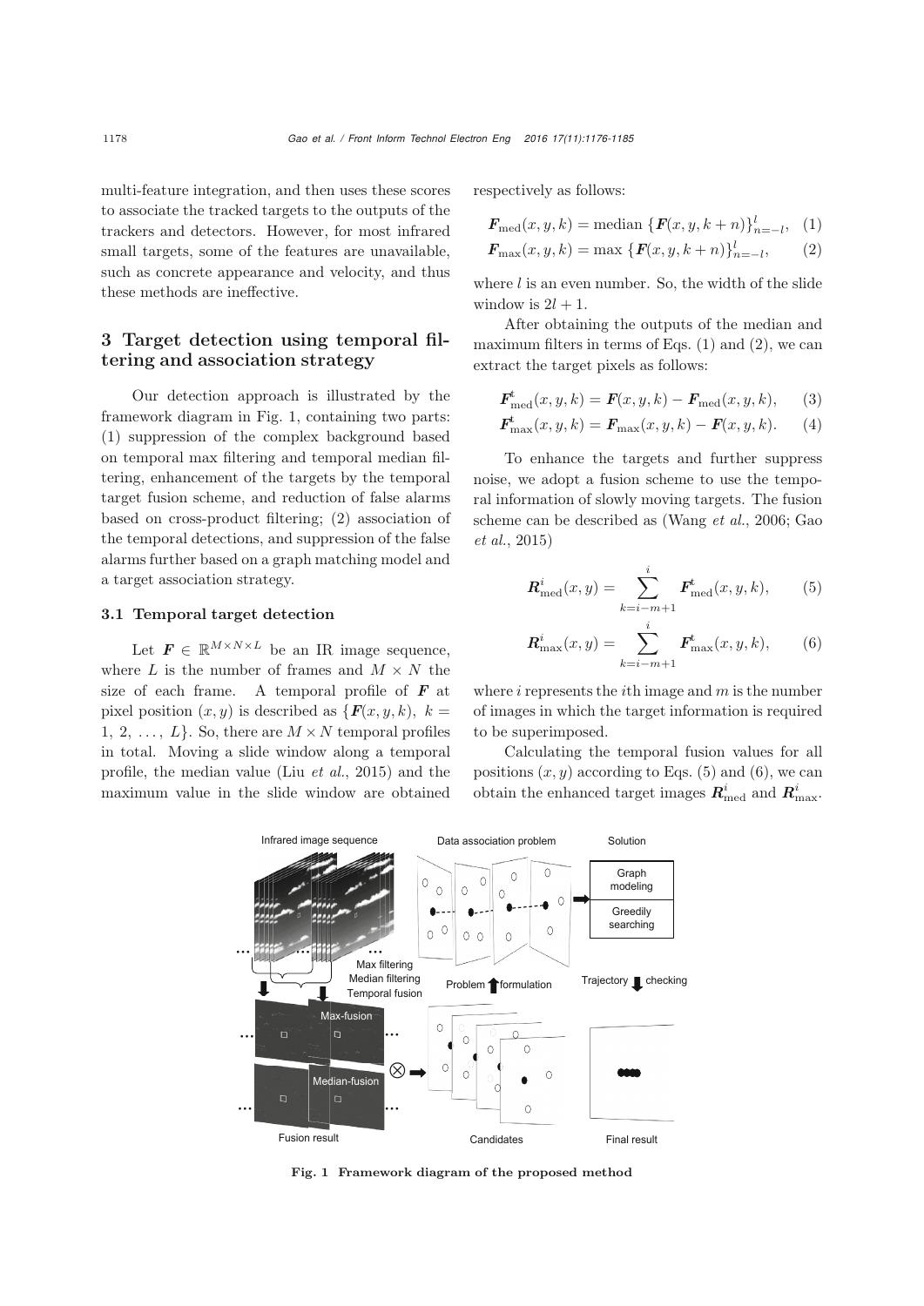multi-feature integration, and then uses these scores to associate the tracked targets to the outputs of the trackers and detectors. However, for most infrared small targets, some of the features are unavailable, such as concrete appearance and velocity, and thus these methods are ineffective.

## 3 Target detection using temporal filtering and association strategy

Our detection approach is illustrated by the framework diagram in Fig. 1, containing two parts: (1) suppression of the complex background based on temporal max filtering and temporal median filtering, enhancement of the targets by the temporal target fusion scheme, and reduction of false alarms based on cross-product filtering; (2) association of the temporal detections, and suppression of the false alarms further based on a graph matching model and a target association strategy.

### 3.1 Temporal target detection

Let $\boldsymbol{F} \in \mathbb{R}^{M\times N\times L}$ be an IR image sequence, where $L$ is the number of frames and $M \times N$ the size of each frame. A temporal profile of $\boldsymbol{F}$ at pixel position $(x, y)$ is described as $\{\boldsymbol{F}(x, y, k),\ k = 1, 2, \ldots, L\}$. So, there are $M \times N$ temporal profiles in total. Moving a slide window along a temporal profile, the median value (Liu *et al.*, 2015) and the maximum value in the slide window are obtained respectively as follows:

$$\boldsymbol{F}_{\text{med}}(x, y, k) = \text{median}\ \{\boldsymbol{F}(x, y, k + n)\}_{n=-l}^{l}, \quad (1)$$

$$\boldsymbol{F}_{\max}(x, y, k) = \max\ \{\boldsymbol{F}(x, y, k + n)\}_{n=-l}^{l}, \quad (2)$$

where $l$ is an even number. So, the width of the slide window is $2l + 1$.

After obtaining the outputs of the median and maximum filters in terms of Eqs. (1) and (2), we can extract the target pixels as follows:

$$\boldsymbol{F}_{\text{med}}^{\text{t}}(x, y, k) = \boldsymbol{F}(x, y, k) - \boldsymbol{F}_{\text{med}}(x, y, k), \quad (3)$$

$$\boldsymbol{F}_{\max}^{\text{t}}(x, y, k) = \boldsymbol{F}_{\max}(x, y, k) - \boldsymbol{F}(x, y, k). \quad (4)$$

To enhance the targets and further suppress noise, we adopt a fusion scheme to use the temporal information of slowly moving targets. The fusion scheme can be described as (Wang *et al.*, 2006; Gao *et al.*, 2015)

$$\boldsymbol{R}_{\text{med}}^{i}(x, y) = \sum_{k=i-m+1}^{i} \boldsymbol{F}_{\text{med}}^{\text{t}}(x, y, k), \quad (5)$$

$$\boldsymbol{R}_{\max}^{i}(x, y) = \sum_{k=i-m+1}^{i} \boldsymbol{F}_{\max}^{\text{t}}(x, y, k), \quad (6)$$

where $i$ represents the $i$th image and $m$ is the number of images in which the target information is required to be superimposed.

Calculating the temporal fusion values for all positions $(x, y)$ according to Eqs. (5) and (6), we can obtain the enhanced target images $\boldsymbol{R}_{\text{med}}^{i}$ and $\boldsymbol{R}_{\max}^{i}$.

**Fig. 1 Framework diagram of the proposed method**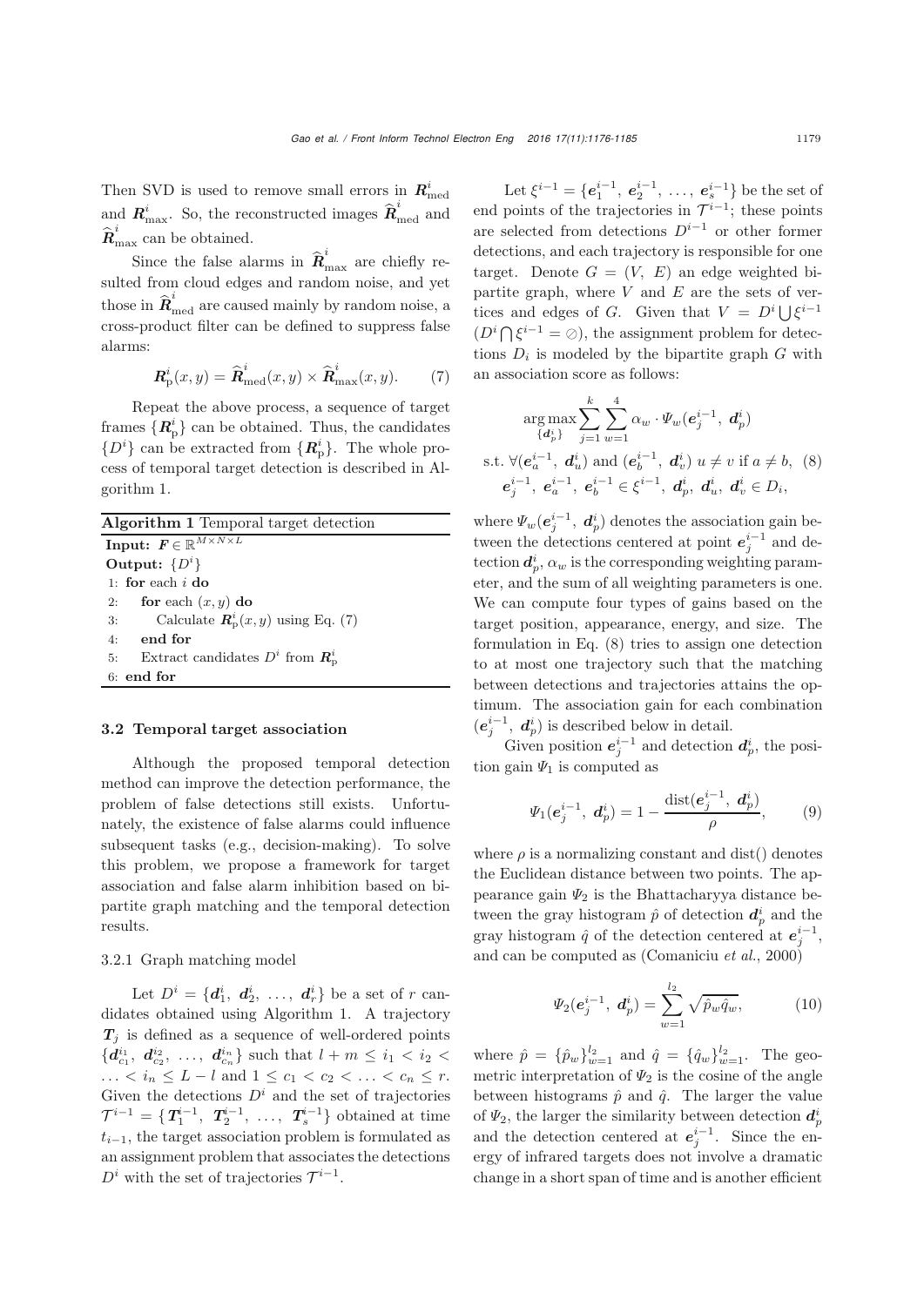Then SVD is used to remove small errors in $\boldsymbol{R}^i_{\text{med}}$ and $\boldsymbol{R}^i_{\max}$. So, the reconstructed images $\widehat{\boldsymbol{R}}^i_{\text{med}}$ and $\widehat{\boldsymbol{R}}^i_{\max}$ can be obtained.

Since the false alarms in $\widehat{\boldsymbol{R}}^i_{\max}$ are chiefly resulted from cloud edges and random noise, and yet those in $\widehat{\boldsymbol{R}}^i_{\text{med}}$ are caused mainly by random noise, a cross-product filter can be defined to suppress false alarms:

$$\boldsymbol{R}^i_{\text{p}}(x, y) = \widehat{\boldsymbol{R}}^i_{\text{med}}(x, y) \times \widehat{\boldsymbol{R}}^i_{\max}(x, y). \tag{7}$$

Repeat the above process, a sequence of target frames $\{\boldsymbol{R}^i_{\text{p}}\}$ can be obtained. Thus, the candidates $\{D^i\}$ can be extracted from $\{\boldsymbol{R}^i_{\text{p}}\}$. The whole process of temporal target detection is described in Algorithm 1.

**Algorithm 1** Temporal target detection

```
Input: F ∈ R^{M×N×L}
Output: {D^i}
1: for each i do
2:     for each (x, y) do
3:         Calculate R_p^i(x, y) using Eq. (7)
4:     end for
5:     Extract candidates D^i from R_p^i
6: end for
```

### 3.2 Temporal target association

Although the proposed temporal detection method can improve the detection performance, the problem of false detections still exists. Unfortunately, the existence of false alarms could influence subsequent tasks (e.g., decision-making). To solve this problem, we propose a framework for target association and false alarm inhibition based on bipartite graph matching and the temporal detection results.

#### 3.2.1 Graph matching model

Let $D^i = \{\boldsymbol{d}^i_1, \boldsymbol{d}^i_2, \ldots, \boldsymbol{d}^i_r\}$ be a set of $r$ candidates obtained using Algorithm 1. A trajectory $\boldsymbol{T}_j$ is defined as a sequence of well-ordered points $\{\boldsymbol{d}^{i_1}_{c_1}, \boldsymbol{d}^{i_2}_{c_2}, \ldots, \boldsymbol{d}^{i_n}_{c_n}\}$ such that $l + m \le i_1 < i_2 < \ldots < i_n \le L - l$ and $1 \le c_1 < c_2 < \ldots < c_n \le r$. Given the detections $D^i$ and the set of trajectories $\mathcal{T}^{i-1} = \{\boldsymbol{T}^{i-1}_1, \boldsymbol{T}^{i-1}_2, \ldots, \boldsymbol{T}^{i-1}_s\}$ obtained at time $t_{i-1}$, the target association problem is formulated as an assignment problem that associates the detections $D^i$ with the set of trajectories $\mathcal{T}^{i-1}$.

Let $\xi^{i-1} = \{\boldsymbol{e}^{i-1}_1, \boldsymbol{e}^{i-1}_2, \ldots, \boldsymbol{e}^{i-1}_s\}$ be the set of end points of the trajectories in $\mathcal{T}^{i-1}$; these points are selected from detections $D^{i-1}$ or other former detections, and each trajectory is responsible for one target. Denote $G = (V, E)$ an edge weighted bipartite graph, where $V$ and $E$ are the sets of vertices and edges of $G$. Given that $V = D^i \bigcup \xi^{i-1}$ $(D^i \bigcap \xi^{i-1} = \oslash)$, the assignment problem for detections $D_i$ is modeled by the bipartite graph $G$ with an association score as follows:

$$\begin{aligned}
&\underset{\{\boldsymbol{d}^i_p\}}{\arg\max} \sum_{j=1}^{k} \sum_{w=1}^{4} \alpha_w \cdot \Psi_w(\boldsymbol{e}^{i-1}_j, \boldsymbol{d}^i_p) \\
&\text{s.t. } \forall (\boldsymbol{e}^{i-1}_a, \boldsymbol{d}^i_u) \text{ and } (\boldsymbol{e}^{i-1}_b, \boldsymbol{d}^i_v)\ u \ne v \text{ if } a \ne b, \\
&\boldsymbol{e}^{i-1}_j, \boldsymbol{e}^{i-1}_a, \boldsymbol{e}^{i-1}_b \in \xi^{i-1}, \boldsymbol{d}^i_p, \boldsymbol{d}^i_u, \boldsymbol{d}^i_v \in D_i,
\end{aligned} \tag{8}$$

where $\Psi_w(\boldsymbol{e}^{i-1}_j, \boldsymbol{d}^i_p)$ denotes the association gain between the detections centered at point $\boldsymbol{e}^{i-1}_j$ and detection $\boldsymbol{d}^i_p$, $\alpha_w$ is the corresponding weighting parameter, and the sum of all weighting parameters is one. We can compute four types of gains based on the target position, appearance, energy, and size. The formulation in Eq. (8) tries to assign one detection to at most one trajectory such that the matching between detections and trajectories attains the optimum. The association gain for each combination $(\boldsymbol{e}^{i-1}_j, \boldsymbol{d}^i_p)$ is described below in detail.

Given position $\boldsymbol{e}^{i-1}_j$ and detection $\boldsymbol{d}^i_p$, the position gain $\Psi_1$ is computed as

$$\Psi_1(\boldsymbol{e}^{i-1}_j, \boldsymbol{d}^i_p) = 1 - \frac{\text{dist}(\boldsymbol{e}^{i-1}_j, \boldsymbol{d}^i_p)}{\rho}, \tag{9}$$

where $\rho$ is a normalizing constant and dist() denotes the Euclidean distance between two points. The appearance gain $\Psi_2$ is the Bhattacharyya distance between the gray histogram $\hat{p}$ of detection $\boldsymbol{d}^i_p$ and the gray histogram $\hat{q}$ of the detection centered at $\boldsymbol{e}^{i-1}_j$, and can be computed as (Comaniciu *et al.*, 2000)

$$\Psi_2(\boldsymbol{e}^{i-1}_j, \boldsymbol{d}^i_p) = \sum_{w=1}^{l_2} \sqrt{\hat{p}_w \hat{q}_w}, \tag{10}$$

where $\hat{p} = \{\hat{p}_w\}^{l_2}_{w=1}$ and $\hat{q} = \{\hat{q}_w\}^{l_2}_{w=1}$. The geometric interpretation of $\Psi_2$ is the cosine of the angle between histograms $\hat{p}$ and $\hat{q}$. The larger the value of $\Psi_2$, the larger the similarity between detection $\boldsymbol{d}^i_p$ and the detection centered at $\boldsymbol{e}^{i-1}_j$. Since the energy of infrared targets does not involve a dramatic change in a short span of time and is another efficient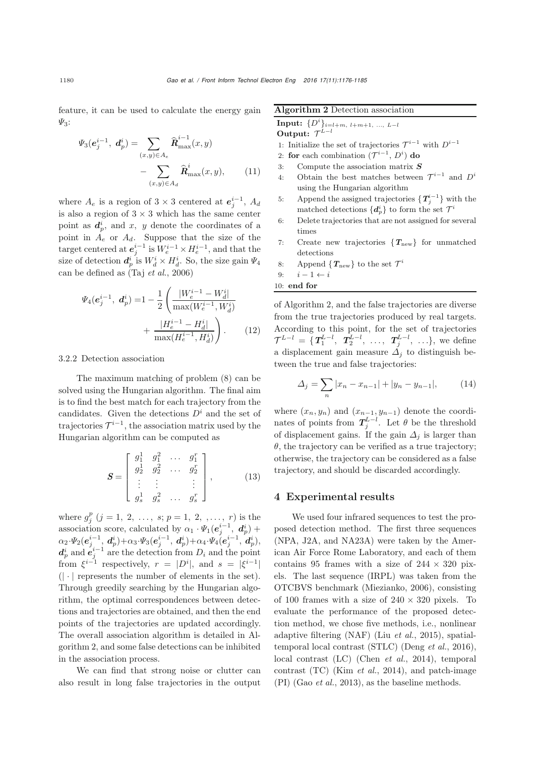feature, it can be used to calculate the energy gain $\Psi_3$:

$$\Psi_3(\boldsymbol{e}_j^{i-1},\ \boldsymbol{d}_p^i) = \sum_{(x,y)\in A_e} \widehat{\boldsymbol{R}}_{\max}^{i-1}(x,y) - \sum_{(x,y)\in A_d} \widehat{\boldsymbol{R}}_{\max}^{i}(x,y), \quad (11)$$

where $A_e$ is a region of $3\times 3$ centered at $\boldsymbol{e}_j^{i-1}$, $A_d$ is also a region of $3\times 3$ which has the same center point as $\boldsymbol{d}_p^i$, and $x$, $y$ denote the coordinates of a point in $A_e$ or $A_d$. Suppose that the size of the target centered at $\boldsymbol{e}_j^{i-1}$ is $W_e^{i-1}\times H_e^{i-1}$, and that the size of detection $\boldsymbol{d}_p^i$ is $W_d^i \times H_d^i$. So, the size gain $\Psi_4$ can be defined as (Taj *et al.*, 2006)

$$\Psi_4(\boldsymbol{e}_j^{i-1},\ \boldsymbol{d}_p^i) = 1 - \frac{1}{2}\left(\frac{|W_e^{i-1}-W_d^i|}{\max(W_e^{i-1}, W_d^i)} + \frac{|H_e^{i-1}-H_d^i|}{\max(H_e^{i-1}, H_d^i)}\right). \quad (12)$$

#### 3.2.2 Detection association

The maximum matching of problem (8) can be solved using the Hungarian algorithm. The final aim is to find the best match for each trajectory from the candidates. Given the detections $D^i$ and the set of trajectories $\mathcal{T}^{i-1}$, the association matrix used by the Hungarian algorithm can be computed as

$$\boldsymbol{S} = \begin{bmatrix} g_1^1 & g_1^2 & \cdots & g_1^r \\ g_2^1 & g_2^2 & \cdots & g_2^r \\ \vdots & \vdots & & \vdots \\ g_s^1 & g_s^2 & \cdots & g_s^r \end{bmatrix}, \quad (13)$$

where $g_j^p$ ($j = 1, 2, \ldots, s$; $p = 1, 2, \ldots, r$) is the association score, calculated by $\alpha_1 \cdot \Psi_1(\boldsymbol{e}_j^{i-1}, \boldsymbol{d}_p^i) + \alpha_2 \cdot \Psi_2(\boldsymbol{e}_j^{i-1}, \boldsymbol{d}_p^i) + \alpha_3 \cdot \Psi_3(\boldsymbol{e}_j^{i-1}, \boldsymbol{d}_p^i) + \alpha_4 \cdot \Psi_4(\boldsymbol{e}_j^{i-1}, \boldsymbol{d}_p^i)$, $\boldsymbol{d}_p^i$ and $\boldsymbol{e}_j^{i-1}$ are the detection from $D_i$ and the point from $\xi^{i-1}$ respectively, $r = |D^i|$, and $s = |\xi^{i-1}|$ ($|\cdot|$ represents the number of elements in the set). Through greedily searching by the Hungarian algorithm, the optimal correspondences between detections and trajectories are obtained, and then the end points of the trajectories are updated accordingly. The overall association algorithm is detailed in Algorithm 2, and some false detections can be inhibited in the association process.

We can find that strong noise or clutter can also result in long false trajectories in the output of Algorithm 2, and the false trajectories are diverse from the true trajectories produced by real targets. According to this point, for the set of trajectories $\mathcal{T}^{L-l} = \{\boldsymbol{T}_1^{L-l},\ \boldsymbol{T}_2^{L-l},\ \ldots,\ \boldsymbol{T}_j^{L-l},\ \ldots\}$, we define a displacement gain measure $\Delta_j$ to distinguish between the true and false trajectories:

$$\Delta_j = \sum_n |x_n - x_{n-1}| + |y_n - y_{n-1}|, \quad (14)$$

where $(x_n, y_n)$ and $(x_{n-1}, y_{n-1})$ denote the coordinates of points from $\boldsymbol{T}_j^{L-l}$. Let $\theta$ be the threshold of displacement gains. If the gain $\Delta_j$ is larger than $\theta$, the trajectory can be verified as a true trajectory; otherwise, the trajectory can be considered as a false trajectory, and should be discarded accordingly.

**Algorithm 2** Detection association

**Input:** $\{D^i\}_{i=l+m,\ l+m+1,\ \ldots,\ L-l}$
**Output:** $\mathcal{T}^{L-l}$

1: Initialize the set of trajectories $\mathcal{T}^{i-1}$ with $D^{i-1}$
2: **for** each combination $(\mathcal{T}^{i-1}, D^i)$ **do**
3: Compute the association matrix $\boldsymbol{S}$
4: Obtain the best matches between $\mathcal{T}^{i-1}$ and $D^i$ using the Hungarian algorithm
5: Append the assigned trajectories $\{\boldsymbol{T}_j^{i-1}\}$ with the matched detections $\{\boldsymbol{d}_p^i\}$ to form the set $\mathcal{T}^i$
6: Delete trajectories that are not assigned for several times
7: Create new trajectories $\{\boldsymbol{T}_{\text{new}}\}$ for unmatched detections
8: Append $\{\boldsymbol{T}_{\text{new}}\}$ to the set $\mathcal{T}^i$
9: $i-1 \leftarrow i$
10: **end for**

## 4 Experimental results

We used four infrared sequences to test the proposed detection method. The first three sequences (NPA, J2A, and NA23A) were taken by the American Air Force Rome Laboratory, and each of them contains 95 frames with a size of $244\times 320$ pixels. The last sequence (IRPL) was taken from the OTCBVS benchmark (Miezianko, 2006), consisting of 100 frames with a size of $240\times 320$ pixels. To evaluate the performance of the proposed detection method, we chose five methods, i.e., nonlinear adaptive filtering (NAF) (Liu *et al.*, 2015), spatial-temporal local contrast (STLC) (Deng *et al.*, 2016), local contrast (LC) (Chen *et al.*, 2014), temporal contrast (TC) (Kim *et al.*, 2014), and patch-image (PI) (Gao *et al.*, 2013), as the baseline methods.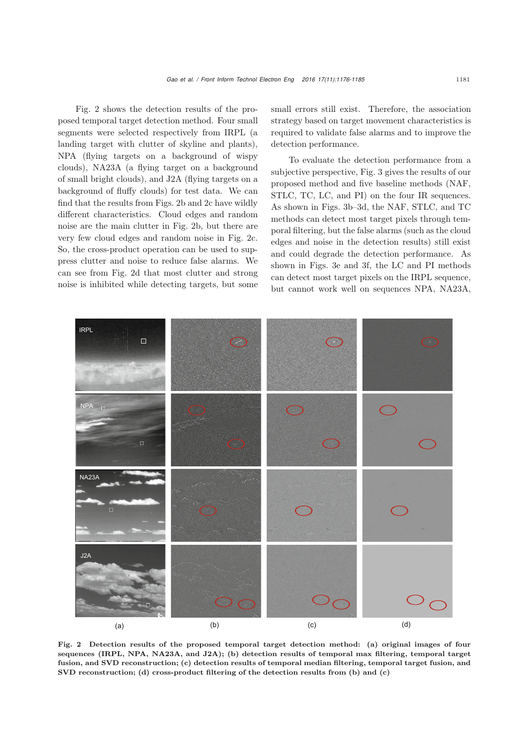Fig. 2 shows the detection results of the proposed temporal target detection method. Four small segments were selected respectively from IRPL (a landing target with clutter of skyline and plants), NPA (flying targets on a background of wispy clouds), NA23A (a flying target on a background of small bright clouds), and J2A (flying targets on a background of fluffy clouds) for test data. We can find that the results from Figs. 2b and 2c have wildly different characteristics. Cloud edges and random noise are the main clutter in Fig. 2b, but there are very few cloud edges and random noise in Fig. 2c. So, the cross-product operation can be used to suppress clutter and noise to reduce false alarms. We can see from Fig. 2d that most clutter and strong noise is inhibited while detecting targets, but some small errors still exist. Therefore, the association strategy based on target movement characteristics is required to validate false alarms and to improve the detection performance.

To evaluate the detection performance from a subjective perspective, Fig. 3 gives the results of our proposed method and five baseline methods (NAF, STLC, TC, LC, and PI) on the four IR sequences. As shown in Figs. 3b–3d, the NAF, STLC, and TC methods can detect most target pixels through temporal filtering, but the false alarms (such as the cloud edges and noise in the detection results) still exist and could degrade the detection performance. As shown in Figs. 3e and 3f, the LC and PI methods can detect most target pixels on the IRPL sequence, but cannot work well on sequences NPA, NA23A,

**Fig. 2 Detection results of the proposed temporal target detection method: (a) original images of four sequences (IRPL, NPA, NA23A, and J2A); (b) detection results of temporal max filtering, temporal target fusion, and SVD reconstruction; (c) detection results of temporal median filtering, temporal target fusion, and SVD reconstruction; (d) cross-product filtering of the detection results from (b) and (c)**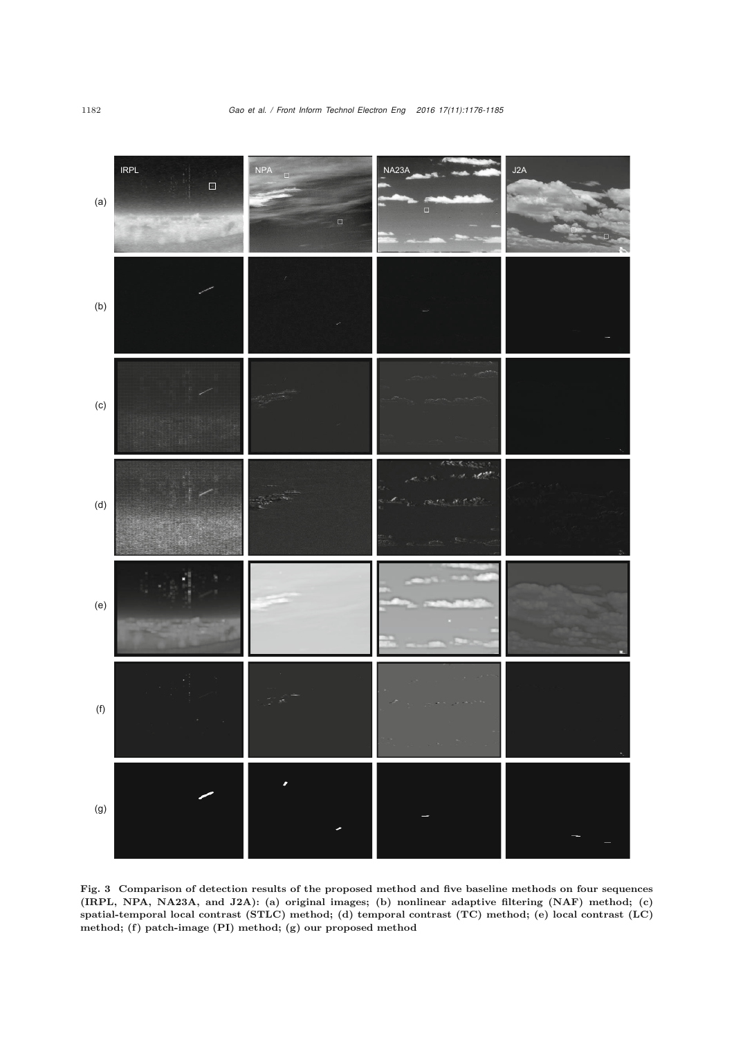**Fig. 3 Comparison of detection results of the proposed method and five baseline methods on four sequences (IRPL, NPA, NA23A, and J2A): (a) original images; (b) nonlinear adaptive filtering (NAF) method; (c) spatial-temporal local contrast (STLC) method; (d) temporal contrast (TC) method; (e) local contrast (LC) method; (f) patch-image (PI) method; (g) our proposed method**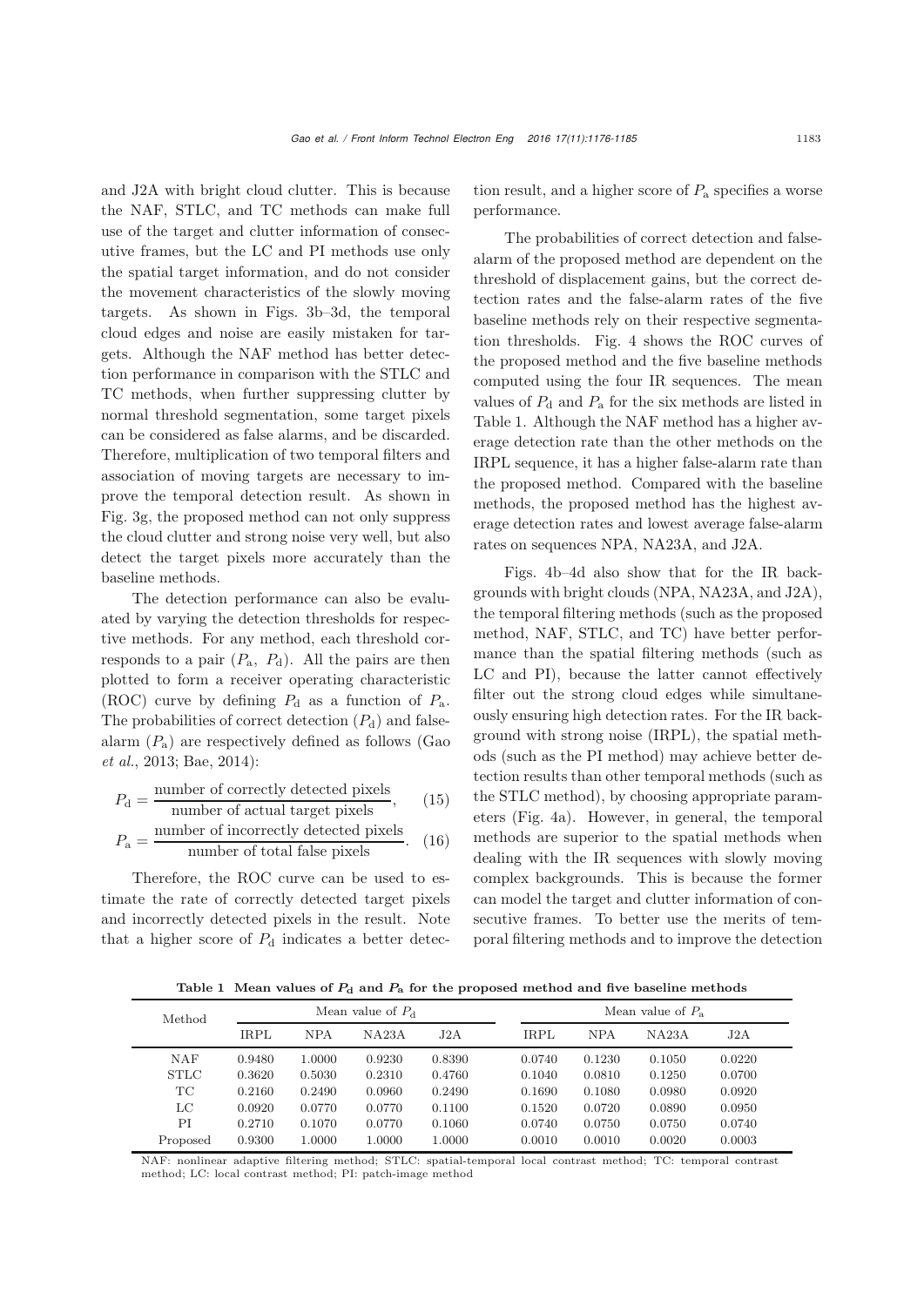and J2A with bright cloud clutter. This is because the NAF, STLC, and TC methods can make full use of the target and clutter information of consecutive frames, but the LC and PI methods use only the spatial target information, and do not consider the movement characteristics of the slowly moving targets. As shown in Figs. 3b–3d, the temporal cloud edges and noise are easily mistaken for targets. Although the NAF method has better detection performance in comparison with the STLC and TC methods, when further suppressing clutter by normal threshold segmentation, some target pixels can be considered as false alarms, and be discarded. Therefore, multiplication of two temporal filters and association of moving targets are necessary to improve the temporal detection result. As shown in Fig. 3g, the proposed method can not only suppress the cloud clutter and strong noise very well, but also detect the target pixels more accurately than the baseline methods.

The detection performance can also be evaluated by varying the detection thresholds for respective methods. For any method, each threshold corresponds to a pair ($P_\mathrm{a}$, $P_\mathrm{d}$). All the pairs are then plotted to form a receiver operating characteristic (ROC) curve by defining $P_\mathrm{d}$ as a function of $P_\mathrm{a}$. The probabilities of correct detection ($P_\mathrm{d}$) and false-alarm ($P_\mathrm{a}$) are respectively defined as follows (Gao *et al.*, 2013; Bae, 2014):

$$P_\mathrm{d} = \frac{\text{number of correctly detected pixels}}{\text{number of actual target pixels}}, \quad (15)$$

$$P_\mathrm{a} = \frac{\text{number of incorrectly detected pixels}}{\text{number of total false pixels}}. \quad (16)$$

Therefore, the ROC curve can be used to estimate the rate of correctly detected target pixels and incorrectly detected pixels in the result. Note that a higher score of $P_\mathrm{d}$ indicates a better detection result, and a higher score of $P_\mathrm{a}$ specifies a worse performance.

The probabilities of correct detection and false-alarm of the proposed method are dependent on the threshold of displacement gains, but the correct detection rates and the false-alarm rates of the five baseline methods rely on their respective segmentation thresholds. Fig. 4 shows the ROC curves of the proposed method and the five baseline methods computed using the four IR sequences. The mean values of $P_\mathrm{d}$ and $P_\mathrm{a}$ for the six methods are listed in Table 1. Although the NAF method has a higher average detection rate than the other methods on the IRPL sequence, it has a higher false-alarm rate than the proposed method. Compared with the baseline methods, the proposed method has the highest average detection rates and lowest average false-alarm rates on sequences NPA, NA23A, and J2A.

Figs. 4b–4d also show that for the IR backgrounds with bright clouds (NPA, NA23A, and J2A), the temporal filtering methods (such as the proposed method, NAF, STLC, and TC) have better performance than the spatial filtering methods (such as LC and PI), because the latter cannot effectively filter out the strong cloud edges while simultaneously ensuring high detection rates. For the IR background with strong noise (IRPL), the spatial methods (such as the PI method) may achieve better detection results than other temporal methods (such as the STLC method), by choosing appropriate parameters (Fig. 4a). However, in general, the temporal methods are superior to the spatial methods when dealing with the IR sequences with slowly moving complex backgrounds. This is because the former can model the target and clutter information of consecutive frames. To better use the merits of temporal filtering methods and to improve the detection

**Table 1 Mean values of $P_\mathrm{d}$ and $P_\mathrm{a}$ for the proposed method and five baseline methods**

| Method | Mean value of $P_\mathrm{d}$ | | | | Mean value of $P_\mathrm{a}$ | | | |
|---|---|---|---|---|---|---|---|---|
| | IRPL | NPA | NA23A | J2A | IRPL | NPA | NA23A | J2A |
| NAF | 0.9480 | 1.0000 | 0.9230 | 0.8390 | 0.0740 | 0.1230 | 0.1050 | 0.0220 |
| STLC | 0.3620 | 0.5030 | 0.2310 | 0.4760 | 0.1040 | 0.0810 | 0.1250 | 0.0700 |
| TC | 0.2160 | 0.2490 | 0.0960 | 0.2490 | 0.1690 | 0.1080 | 0.0980 | 0.0920 |
| LC | 0.0920 | 0.0770 | 0.0770 | 0.1100 | 0.1520 | 0.0720 | 0.0890 | 0.0950 |
| PI | 0.2710 | 0.1070 | 0.0770 | 0.1060 | 0.0740 | 0.0750 | 0.0750 | 0.0740 |
| Proposed | 0.9300 | 1.0000 | 1.0000 | 1.0000 | 0.0010 | 0.0010 | 0.0020 | 0.0003 |

NAF: nonlinear adaptive filtering method; STLC: spatial-temporal local contrast method; TC: temporal contrast method; LC: local contrast method; PI: patch-image method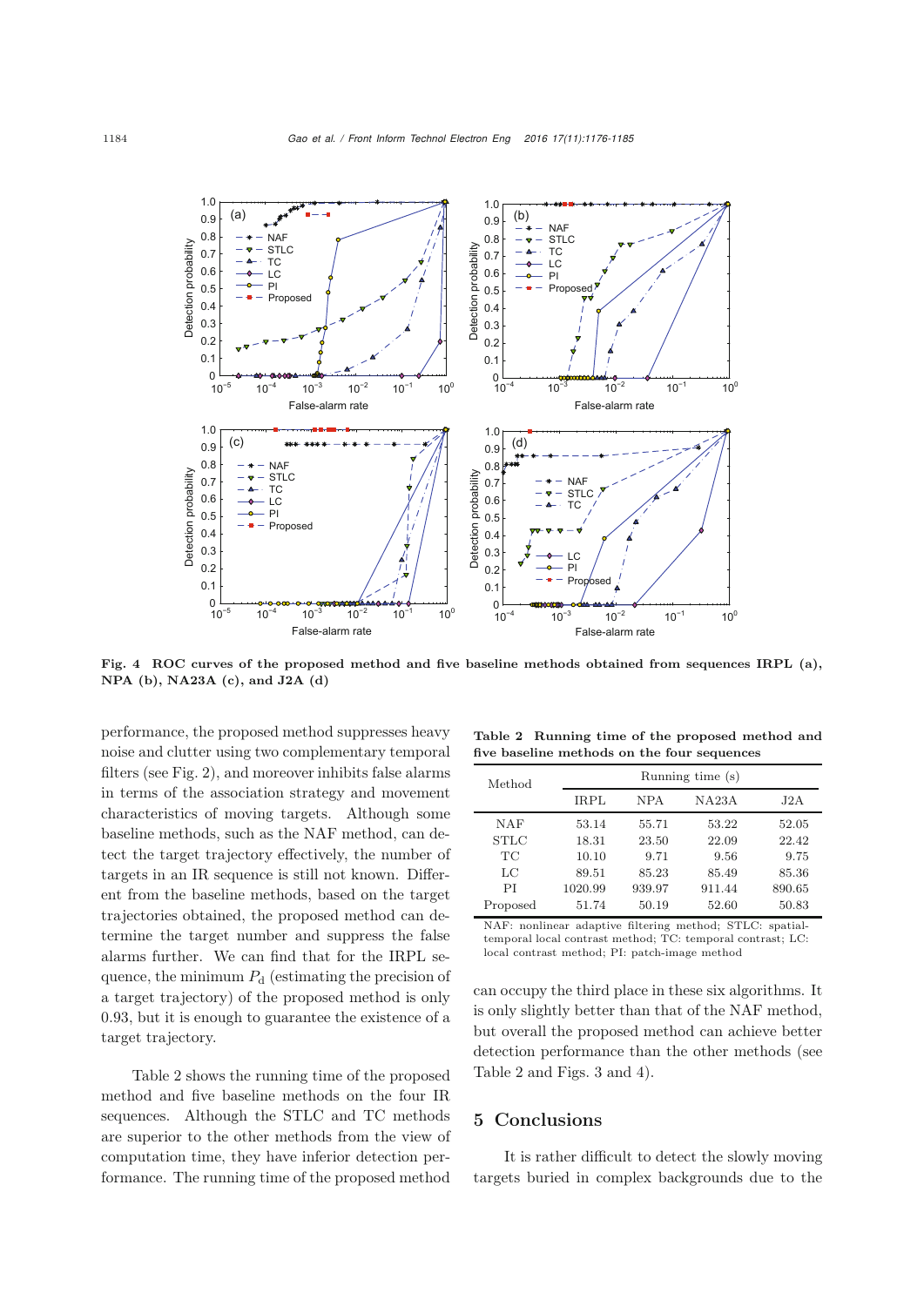Fig. 4 ROC curves of the proposed method and five baseline methods obtained from sequences IRPL (a), NPA (b), NA23A (c), and J2A (d)

performance, the proposed method suppresses heavy noise and clutter using two complementary temporal filters (see Fig. 2), and moreover inhibits false alarms in terms of the association strategy and movement characteristics of moving targets. Although some baseline methods, such as the NAF method, can detect the target trajectory effectively, the number of targets in an IR sequence is still not known. Different from the baseline methods, based on the target trajectories obtained, the proposed method can determine the target number and suppress the false alarms further. We can find that for the IRPL sequence, the minimum $P_\mathrm{d}$ (estimating the precision of a target trajectory) of the proposed method is only 0.93, but it is enough to guarantee the existence of a target trajectory.

Table 2 shows the running time of the proposed method and five baseline methods on the four IR sequences. Although the STLC and TC methods are superior to the other methods from the view of computation time, they have inferior detection performance. The running time of the proposed method can occupy the third place in these six algorithms. It is only slightly better than that of the NAF method, but overall the proposed method can achieve better detection performance than the other methods (see Table 2 and Figs. 3 and 4).

**Table 2 Running time of the proposed method and five baseline methods on the four sequences**

| Method | Running time (s) | | | |
|---|---|---|---|---|
| | IRPL | NPA | NA23A | J2A |
| NAF | 53.14 | 55.71 | 53.22 | 52.05 |
| STLC | 18.31 | 23.50 | 22.09 | 22.42 |
| TC | 10.10 | 9.71 | 9.56 | 9.75 |
| LC | 89.51 | 85.23 | 85.49 | 85.36 |
| PI | 1020.99 | 939.97 | 911.44 | 890.65 |
| Proposed | 51.74 | 50.19 | 52.60 | 50.83 |

NAF: nonlinear adaptive filtering method; STLC: spatial-temporal local contrast method; TC: temporal contrast; LC: local contrast method; PI: patch-image method

## 5 Conclusions

It is rather difficult to detect the slowly moving targets buried in complex backgrounds due to the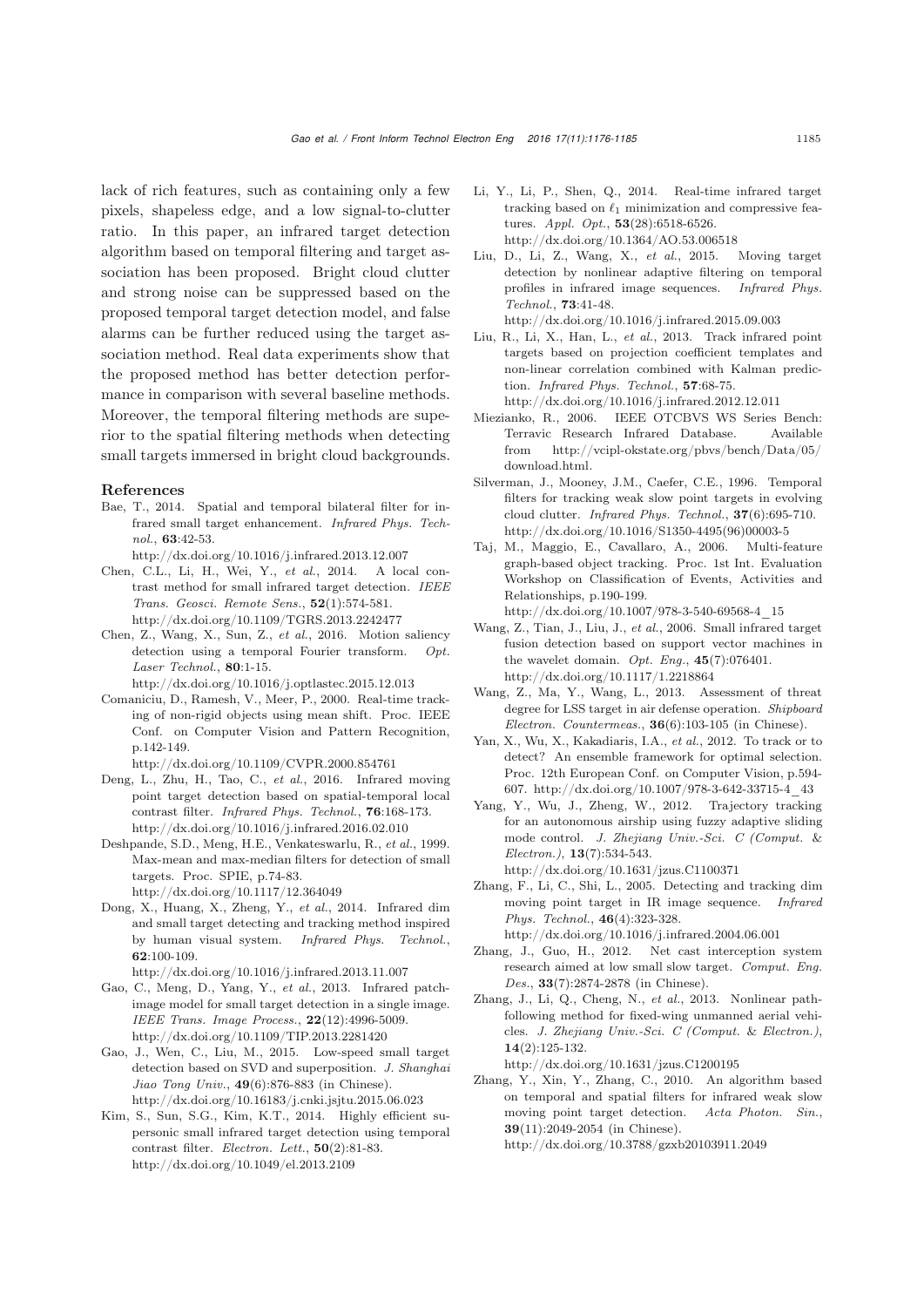lack of rich features, such as containing only a few pixels, shapeless edge, and a low signal-to-clutter ratio. In this paper, an infrared target detection algorithm based on temporal filtering and target association has been proposed. Bright cloud clutter and strong noise can be suppressed based on the proposed temporal target detection model, and false alarms can be further reduced using the target association method. Real data experiments show that the proposed method has better detection performance in comparison with several baseline methods. Moreover, the temporal filtering methods are superior to the spatial filtering methods when detecting small targets immersed in bright cloud backgrounds.

## References

Bae, T., 2014. Spatial and temporal bilateral filter for infrared small target enhancement. *Infrared Phys. Technol.*, **63**:42-53. http://dx.doi.org/10.1016/j.infrared.2013.12.007

Chen, C.L., Li, H., Wei, Y., *et al.*, 2014. A local contrast method for small infrared target detection. *IEEE Trans. Geosci. Remote Sens.*, **52**(1):574-581. http://dx.doi.org/10.1109/TGRS.2013.2242477

Chen, Z., Wang, X., Sun, Z., *et al.*, 2016. Motion saliency detection using a temporal Fourier transform. *Opt. Laser Technol.*, **80**:1-15. http://dx.doi.org/10.1016/j.optlastec.2015.12.013

Comaniciu, D., Ramesh, V., Meer, P., 2000. Real-time tracking of non-rigid objects using mean shift. Proc. IEEE Conf. on Computer Vision and Pattern Recognition, p.142-149. http://dx.doi.org/10.1109/CVPR.2000.854761

Deng, L., Zhu, H., Tao, C., *et al.*, 2016. Infrared moving point target detection based on spatial-temporal local contrast filter. *Infrared Phys. Technol.*, **76**:168-173. http://dx.doi.org/10.1016/j.infrared.2016.02.010

Deshpande, S.D., Meng, H.E., Venkateswarlu, R., *et al.*, 1999. Max-mean and max-median filters for detection of small targets. Proc. SPIE, p.74-83. http://dx.doi.org/10.1117/12.364049

Dong, X., Huang, X., Zheng, Y., *et al.*, 2014. Infrared dim and small target detecting and tracking method inspired by human visual system. *Infrared Phys. Technol.*, **62**:100-109. http://dx.doi.org/10.1016/j.infrared.2013.11.007

Gao, C., Meng, D., Yang, Y., *et al.*, 2013. Infrared patch-image model for small target detection in a single image. *IEEE Trans. Image Process.*, **22**(12):4996-5009. http://dx.doi.org/10.1109/TIP.2013.2281420

Gao, J., Wen, C., Liu, M., 2015. Low-speed small target detection based on SVD and superposition. *J. Shanghai Jiao Tong Univ.*, **49**(6):876-883 (in Chinese). http://dx.doi.org/10.16183/j.cnki.jsjtu.2015.06.023

Kim, S., Sun, S.G., Kim, K.T., 2014. Highly efficient supersonic small infrared target detection using temporal contrast filter. *Electron. Lett.*, **50**(2):81-83. http://dx.doi.org/10.1049/el.2013.2109

Li, Y., Li, P., Shen, Q., 2014. Real-time infrared target tracking based on $\ell_1$ minimization and compressive features. *Appl. Opt.*, **53**(28):6518-6526. http://dx.doi.org/10.1364/AO.53.006518

Liu, D., Li, Z., Wang, X., *et al.*, 2015. Moving target detection by nonlinear adaptive filtering on temporal profiles in infrared image sequences. *Infrared Phys. Technol.*, **73**:41-48. http://dx.doi.org/10.1016/j.infrared.2015.09.003

Liu, R., Li, X., Han, L., *et al.*, 2013. Track infrared point targets based on projection coefficient templates and non-linear correlation combined with Kalman prediction. *Infrared Phys. Technol.*, **57**:68-75. http://dx.doi.org/10.1016/j.infrared.2012.12.011

Miezianko, R., 2006. IEEE OTCBVS WS Series Bench: Terravic Research Infrared Database. Available from http://vcipl-okstate.org/pbvs/bench/Data/05/download.html.

Silverman, J., Mooney, J.M., Caefer, C.E., 1996. Temporal filters for tracking weak slow point targets in evolving cloud clutter. *Infrared Phys. Technol.*, **37**(6):695-710. http://dx.doi.org/10.1016/S1350-4495(96)00003-5

Taj, M., Maggio, E., Cavallaro, A., 2006. Multi-feature graph-based object tracking. Proc. 1st Int. Evaluation Workshop on Classification of Events, Activities and Relationships, p.190-199. http://dx.doi.org/10.1007/978-3-540-69568-4_15

Wang, Z., Tian, J., Liu, J., *et al.*, 2006. Small infrared target fusion detection based on support vector machines in the wavelet domain. *Opt. Eng.*, **45**(7):076401. http://dx.doi.org/10.1117/1.2218864

Wang, Z., Ma, Y., Wang, L., 2013. Assessment of threat degree for LSS target in air defense operation. *Shipboard Electron. Countermeas.*, **36**(6):103-105 (in Chinese).

Yan, X., Wu, X., Kakadiaris, I.A., *et al.*, 2012. To track or to detect? An ensemble framework for optimal selection. Proc. 12th European Conf. on Computer Vision, p.594-607. http://dx.doi.org/10.1007/978-3-642-33715-4_43

Yang, Y., Wu, J., Zheng, W., 2012. Trajectory tracking for an autonomous airship using fuzzy adaptive sliding mode control. *J. Zhejiang Univ.-Sci. C (Comput. & Electron.)*, **13**(7):534-543. http://dx.doi.org/10.1631/jzus.C1100371

Zhang, F., Li, C., Shi, L., 2005. Detecting and tracking dim moving point target in IR image sequence. *Infrared Phys. Technol.*, **46**(4):323-328. http://dx.doi.org/10.1016/j.infrared.2004.06.001

Zhang, J., Guo, H., 2012. Net cast interception system research aimed at low small slow target. *Comput. Eng. Des.*, **33**(7):2874-2878 (in Chinese).

Zhang, J., Li, Q., Cheng, N., *et al.*, 2013. Nonlinear path-following method for fixed-wing unmanned aerial vehicles. *J. Zhejiang Univ.-Sci. C (Comput. & Electron.)*, **14**(2):125-132. http://dx.doi.org/10.1631/jzus.C1200195

Zhang, Y., Xin, Y., Zhang, C., 2010. An algorithm based on temporal and spatial filters for infrared weak slow moving point target detection. *Acta Photon. Sin.*, **39**(11):2049-2054 (in Chinese). http://dx.doi.org/10.3788/gzxb20103911.2049